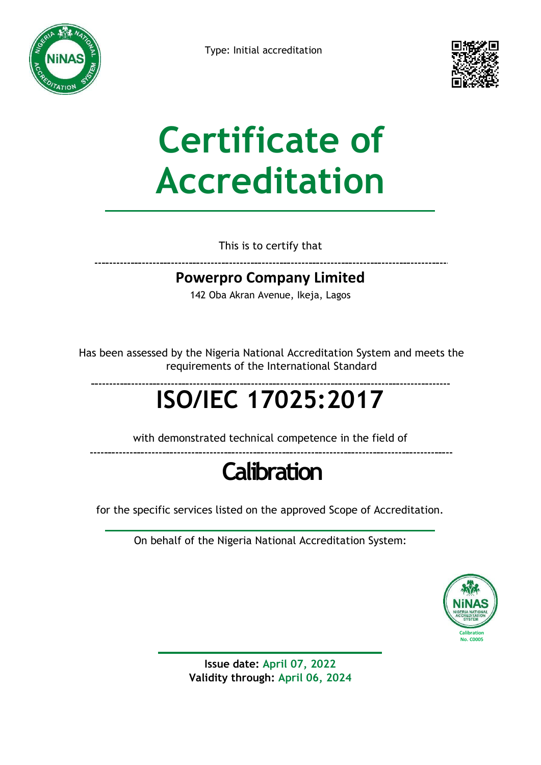Type: Initial accreditation

# Certificate of Accreditation

This is to certify that

**Powerpro Company Limited**

142 Oba Akran Avenue, Ikeja, Lagos

Has been assessed by the Nigeria National Accreditation System and meets the requirements of the International Standard

# ISO/IEC 17025:2017

with demonstrated technical competence in the field of

# Calibration

for the specific services listed on the approved Scope of Accreditation.

On behalf of the Nigeria National Accreditation System:

NiNAS NIGERIA NATIONAL ACCREDITATION SYSTEM
Calibration
No. C0005

**Issue date:** April 07, 2022
**Validity through:** April 06, 2024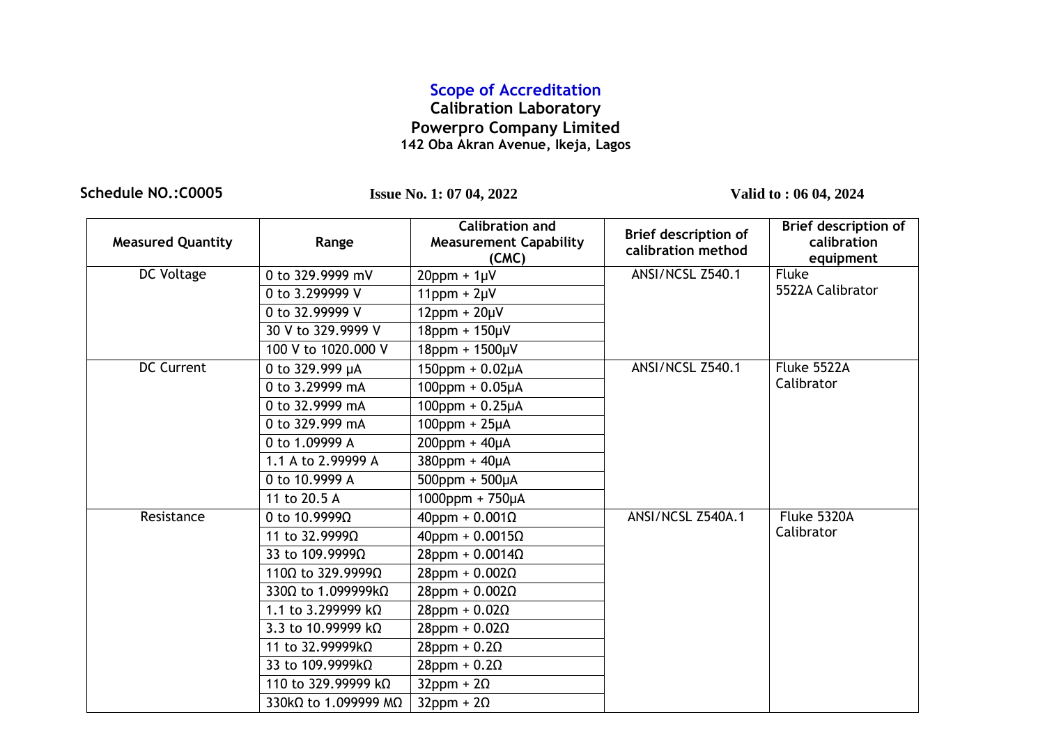## Scope of Accreditation

**Calibration Laboratory**

**Powerpro Company Limited**

**142 Oba Akran Avenue, Ikeja, Lagos**

**Schedule NO.:C0005** **Issue No. 1: 07 04, 2022** **Valid to : 06 04, 2024**

| Measured Quantity | Range | Calibration and Measurement Capability (CMC) | Brief description of calibration method | Brief description of calibration equipment |
|---|---|---|---|---|
| DC Voltage | 0 to 329.9999 mV | 20ppm + 1µV | ANSI/NCSL Z540.1 | Fluke 5522A Calibrator |
| | 0 to 3.299999 V | 11ppm + 2µV | | |
| | 0 to 32.99999 V | 12ppm + 20µV | | |
| | 30 V to 329.9999 V | 18ppm + 150µV | | |
| | 100 V to 1020.000 V | 18ppm + 1500µV | | |
| DC Current | 0 to 329.999 µA | 150ppm + 0.02µA | ANSI/NCSL Z540.1 | Fluke 5522A Calibrator |
| | 0 to 3.29999 mA | 100ppm + 0.05µA | | |
| | 0 to 32.9999 mA | 100ppm + 0.25µA | | |
| | 0 to 329.999 mA | 100ppm + 25µA | | |
| | 0 to 1.09999 A | 200ppm + 40µA | | |
| | 1.1 A to 2.99999 A | 380ppm + 40µA | | |
| | 0 to 10.9999 A | 500ppm + 500µA | | |
| | 11 to 20.5 A | 1000ppm + 750µA | | |
| Resistance | 0 to 10.9999Ω | 40ppm + 0.001Ω | ANSI/NCSL Z540A.1 | Fluke 5320A Calibrator |
| | 11 to 32.9999Ω | 40ppm + 0.0015Ω | | |
| | 33 to 109.9999Ω | 28ppm + 0.0014Ω | | |
| | 110Ω to 329.9999Ω | 28ppm + 0.002Ω | | |
| | 330Ω to 1.099999kΩ | 28ppm + 0.002Ω | | |
| | 1.1 to 3.299999 kΩ | 28ppm + 0.02Ω | | |
| | 3.3 to 10.99999 kΩ | 28ppm + 0.02Ω | | |
| | 11 to 32.99999kΩ | 28ppm + 0.2Ω | | |
| | 33 to 109.9999kΩ | 28ppm + 0.2Ω | | |
| | 110 to 329.99999 kΩ | 32ppm + 2Ω | | |
| | 330kΩ to 1.099999 MΩ | 32ppm + 2Ω | | |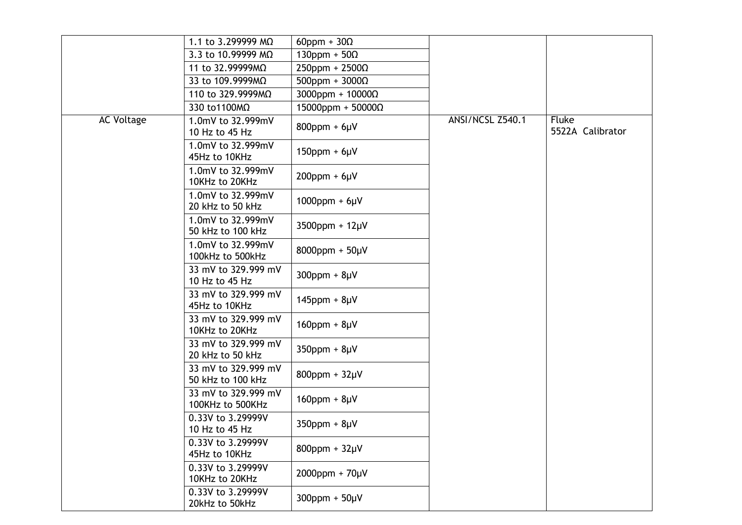| | | | | |
|---|---|---|---|---|
| | 1.1 to 3.299999 MΩ | 60ppm + 30Ω | | |
| | 3.3 to 10.99999 MΩ | 130ppm + 50Ω | | |
| | 11 to 32.99999MΩ | 250ppm + 2500Ω | | |
| | 33 to 109.9999MΩ | 500ppm + 3000Ω | | |
| | 110 to 329.9999MΩ | 3000ppm + 10000Ω | | |
| | 330 to1100MΩ | 15000ppm + 50000Ω | | |
| AC Voltage | 1.0mV to 32.999mV 10 Hz to 45 Hz | 800ppm + 6μV | ANSI/NCSL Z540.1 | Fluke 5522A Calibrator |
| | 1.0mV to 32.999mV 45Hz to 10KHz | 150ppm + 6μV | | |
| | 1.0mV to 32.999mV 10KHz to 20KHz | 200ppm + 6μV | | |
| | 1.0mV to 32.999mV 20 kHz to 50 kHz | 1000ppm + 6μV | | |
| | 1.0mV to 32.999mV 50 kHz to 100 kHz | 3500ppm + 12μV | | |
| | 1.0mV to 32.999mV 100kHz to 500kHz | 8000ppm + 50μV | | |
| | 33 mV to 329.999 mV 10 Hz to 45 Hz | 300ppm + 8μV | | |
| | 33 mV to 329.999 mV 45Hz to 10KHz | 145ppm + 8μV | | |
| | 33 mV to 329.999 mV 10KHz to 20KHz | 160ppm + 8μV | | |
| | 33 mV to 329.999 mV 20 kHz to 50 kHz | 350ppm + 8μV | | |
| | 33 mV to 329.999 mV 50 kHz to 100 kHz | 800ppm + 32μV | | |
| | 33 mV to 329.999 mV 100KHz to 500KHz | 160ppm + 8μV | | |
| | 0.33V to 3.29999V 10 Hz to 45 Hz | 350ppm + 8μV | | |
| | 0.33V to 3.29999V 45Hz to 10KHz | 800ppm + 32μV | | |
| | 0.33V to 3.29999V 10KHz to 20KHz | 2000ppm + 70μV | | |
| | 0.33V to 3.29999V 20kHz to 50kHz | 300ppm + 50μV | | |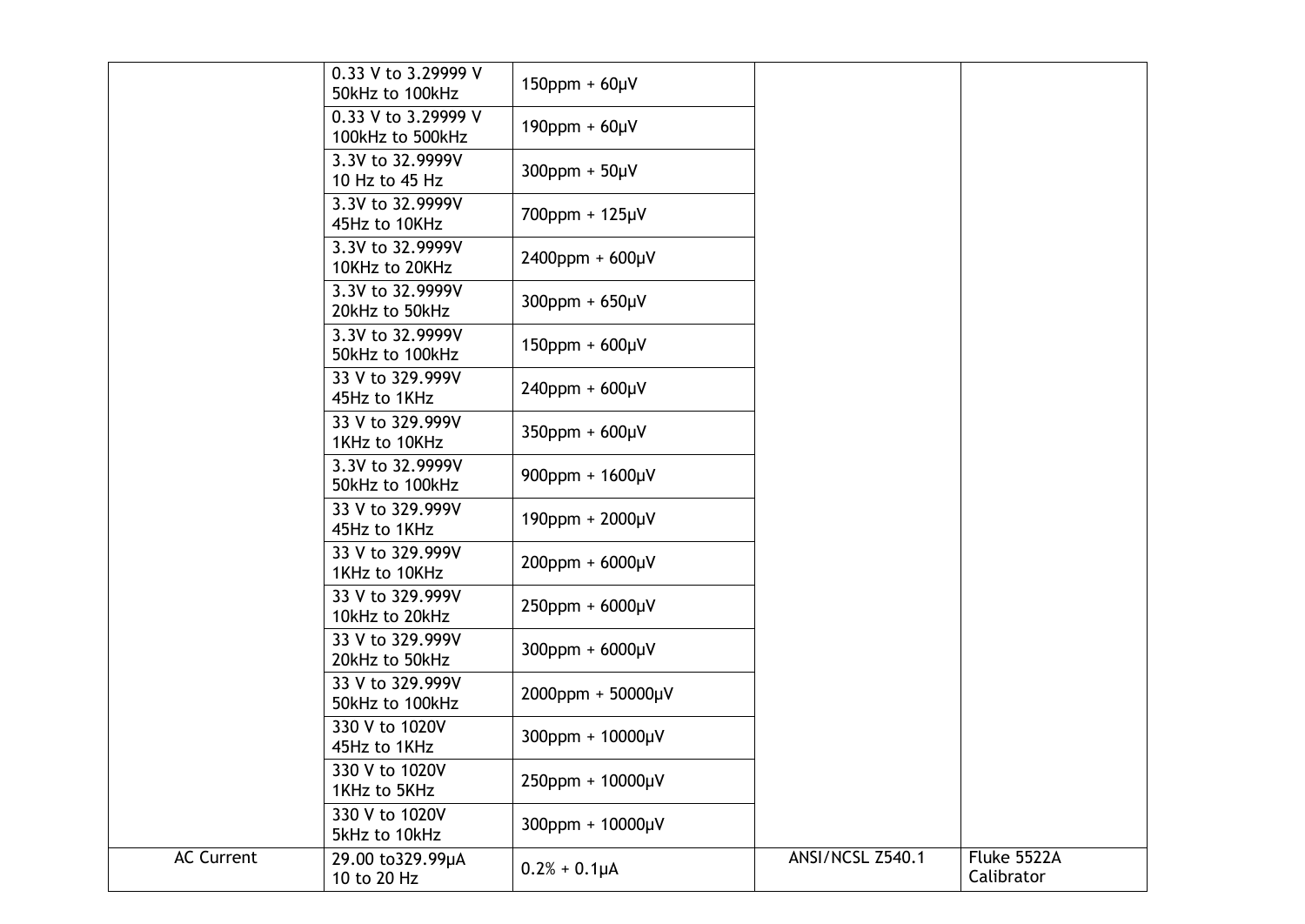| | | | | |
|---|---|---|---|---|
| | 0.33 V to 3.29999 V<br>50kHz to 100kHz | 150ppm + 60µV | | |
| | 0.33 V to 3.29999 V<br>100kHz to 500kHz | 190ppm + 60µV | | |
| | 3.3V to 32.9999V<br>10 Hz to 45 Hz | 300ppm + 50µV | | |
| | 3.3V to 32.9999V<br>45Hz to 10KHz | 700ppm + 125µV | | |
| | 3.3V to 32.9999V<br>10KHz to 20KHz | 2400ppm + 600µV | | |
| | 3.3V to 32.9999V<br>20kHz to 50kHz | 300ppm + 650µV | | |
| | 3.3V to 32.9999V<br>50kHz to 100kHz | 150ppm + 600µV | | |
| | 33 V to 329.999V<br>45Hz to 1KHz | 240ppm + 600µV | | |
| | 33 V to 329.999V<br>1KHz to 10KHz | 350ppm + 600µV | | |
| | 3.3V to 32.9999V<br>50kHz to 100kHz | 900ppm + 1600µV | | |
| | 33 V to 329.999V<br>45Hz to 1KHz | 190ppm + 2000µV | | |
| | 33 V to 329.999V<br>1KHz to 10KHz | 200ppm + 6000µV | | |
| | 33 V to 329.999V<br>10kHz to 20kHz | 250ppm + 6000µV | | |
| | 33 V to 329.999V<br>20kHz to 50kHz | 300ppm + 6000µV | | |
| | 33 V to 329.999V<br>50kHz to 100kHz | 2000ppm + 50000µV | | |
| | 330 V to 1020V<br>45Hz to 1KHz | 300ppm + 10000µV | | |
| | 330 V to 1020V<br>1KHz to 5KHz | 250ppm + 10000µV | | |
| | 330 V to 1020V<br>5kHz to 10kHz | 300ppm + 10000µV | | |
| AC Current | 29.00 to329.99µA<br>10 to 20 Hz | 0.2% + 0.1µA | ANSI/NCSL Z540.1 | Fluke 5522A Calibrator |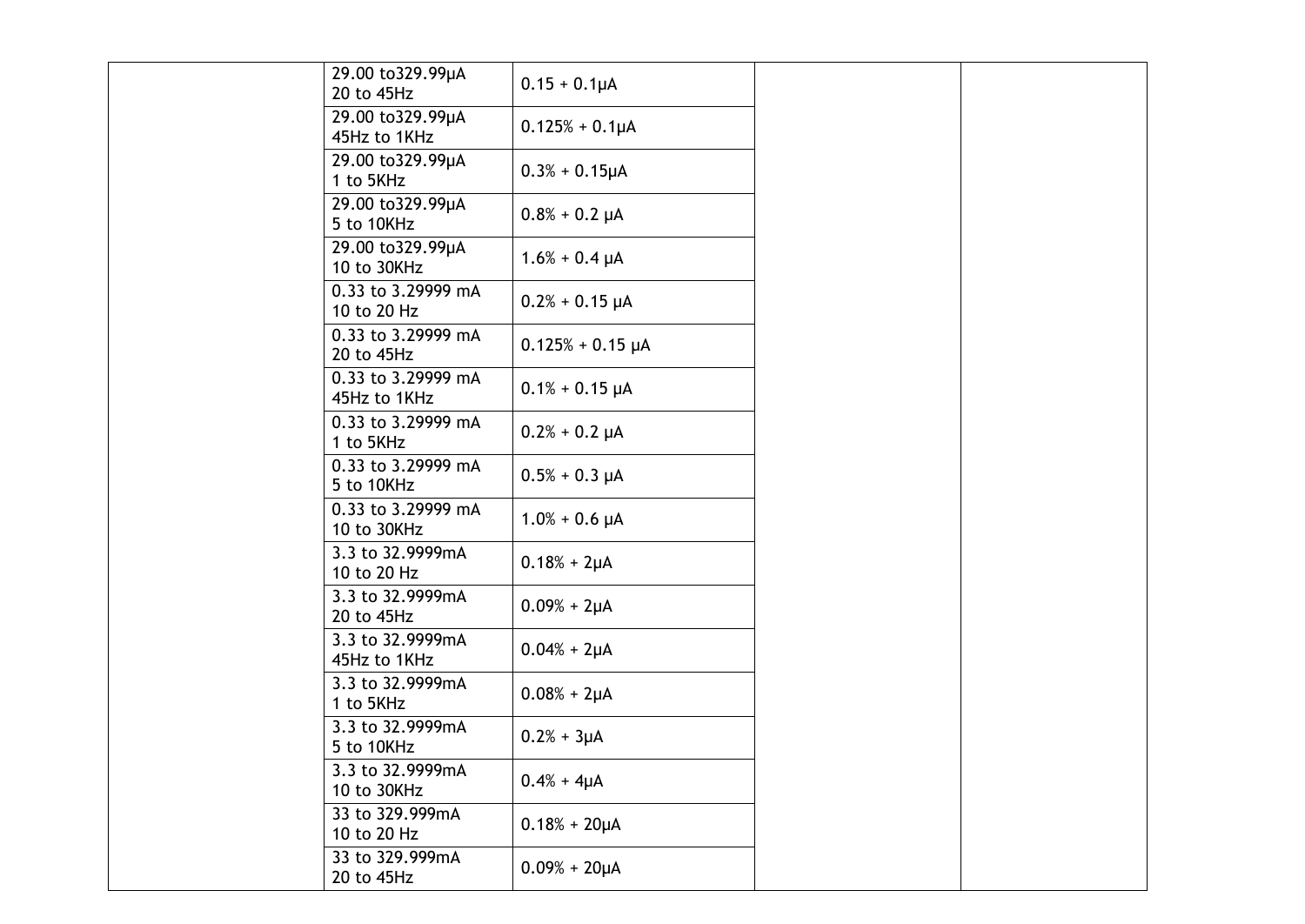| | | | | |
|---|---|---|---|---|
| | 29.00 to329.99µA 20 to 45Hz | 0.15 + 0.1µA | | |
| | 29.00 to329.99µA 45Hz to 1KHz | 0.125% + 0.1µA | | |
| | 29.00 to329.99µA 1 to 5KHz | 0.3% + 0.15µA | | |
| | 29.00 to329.99µA 5 to 10KHz | 0.8% + 0.2 µA | | |
| | 29.00 to329.99µA 10 to 30KHz | 1.6% + 0.4 µA | | |
| | 0.33 to 3.29999 mA 10 to 20 Hz | 0.2% + 0.15 µA | | |
| | 0.33 to 3.29999 mA 20 to 45Hz | 0.125% + 0.15 µA | | |
| | 0.33 to 3.29999 mA 45Hz to 1KHz | 0.1% + 0.15 µA | | |
| | 0.33 to 3.29999 mA 1 to 5KHz | 0.2% + 0.2 µA | | |
| | 0.33 to 3.29999 mA 5 to 10KHz | 0.5% + 0.3 µA | | |
| | 0.33 to 3.29999 mA 10 to 30KHz | 1.0% + 0.6 µA | | |
| | 3.3 to 32.9999mA 10 to 20 Hz | 0.18% + 2µA | | |
| | 3.3 to 32.9999mA 20 to 45Hz | 0.09% + 2µA | | |
| | 3.3 to 32.9999mA 45Hz to 1KHz | 0.04% + 2µA | | |
| | 3.3 to 32.9999mA 1 to 5KHz | 0.08% + 2µA | | |
| | 3.3 to 32.9999mA 5 to 10KHz | 0.2% + 3µA | | |
| | 3.3 to 32.9999mA 10 to 30KHz | 0.4% + 4µA | | |
| | 33 to 329.999mA 10 to 20 Hz | 0.18% + 20µA | | |
| | 33 to 329.999mA 20 to 45Hz | 0.09% + 20µA | | |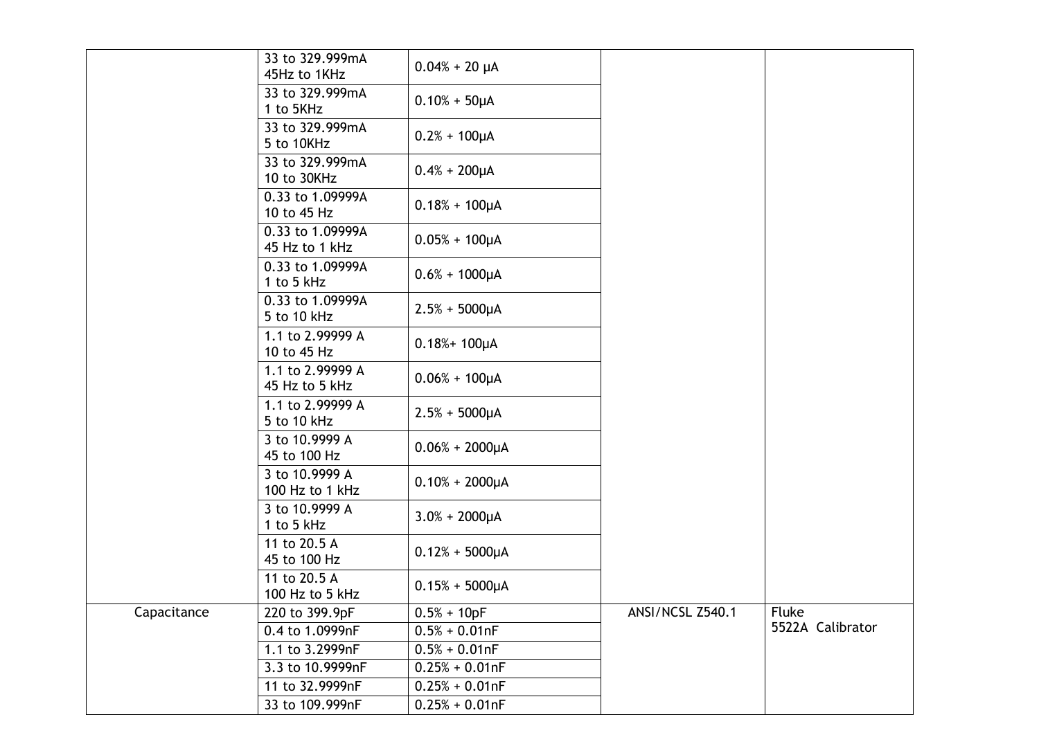| | | | | |
|---|---|---|---|---|
| | 33 to 329.999mA 45Hz to 1KHz | 0.04% + 20 µA | | |
| | 33 to 329.999mA 1 to 5KHz | 0.10% + 50µA | | |
| | 33 to 329.999mA 5 to 10KHz | 0.2% + 100µA | | |
| | 33 to 329.999mA 10 to 30KHz | 0.4% + 200µA | | |
| | 0.33 to 1.09999A 10 to 45 Hz | 0.18% + 100µA | | |
| | 0.33 to 1.09999A 45 Hz to 1 kHz | 0.05% + 100µA | | |
| | 0.33 to 1.09999A 1 to 5 kHz | 0.6% + 1000µA | | |
| | 0.33 to 1.09999A 5 to 10 kHz | 2.5% + 5000µA | | |
| | 1.1 to 2.99999 A 10 to 45 Hz | 0.18%+ 100µA | | |
| | 1.1 to 2.99999 A 45 Hz to 5 kHz | 0.06% + 100µA | | |
| | 1.1 to 2.99999 A 5 to 10 kHz | 2.5% + 5000µA | | |
| | 3 to 10.9999 A 45 to 100 Hz | 0.06% + 2000µA | | |
| | 3 to 10.9999 A 100 Hz to 1 kHz | 0.10% + 2000µA | | |
| | 3 to 10.9999 A 1 to 5 kHz | 3.0% + 2000µA | | |
| | 11 to 20.5 A 45 to 100 Hz | 0.12% + 5000µA | | |
| | 11 to 20.5 A 100 Hz to 5 kHz | 0.15% + 5000µA | | |
| Capacitance | 220 to 399.9pF | 0.5% + 10pF | ANSI/NCSL Z540.1 | Fluke 5522A Calibrator |
| | 0.4 to 1.0999nF | 0.5% + 0.01nF | | |
| | 1.1 to 3.2999nF | 0.5% + 0.01nF | | |
| | 3.3 to 10.9999nF | 0.25% + 0.01nF | | |
| | 11 to 32.9999nF | 0.25% + 0.01nF | | |
| | 33 to 109.999nF | 0.25% + 0.01nF | | |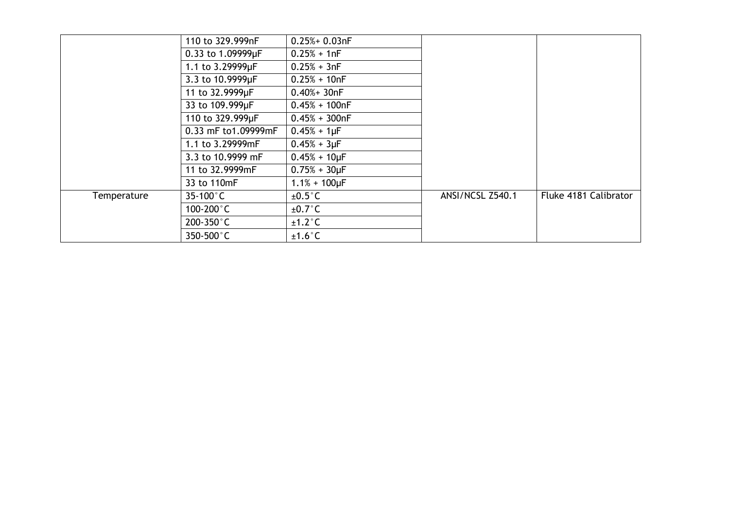| | | | | |
|---|---|---|---|---|
| | 110 to 329.999nF | 0.25%+ 0.03nF | | |
| | 0.33 to 1.09999µF | 0.25% + 1nF | | |
| | 1.1 to 3.29999µF | 0.25% + 3nF | | |
| | 3.3 to 10.9999µF | 0.25% + 10nF | | |
| | 11 to 32.9999µF | 0.40%+ 30nF | | |
| | 33 to 109.999µF | 0.45% + 100nF | | |
| | 110 to 329.999µF | 0.45% + 300nF | | |
| | 0.33 mF to1.09999mF | 0.45% + 1µF | | |
| | 1.1 to 3.29999mF | 0.45% + 3µF | | |
| | 3.3 to 10.9999 mF | 0.45% + 10µF | | |
| | 11 to 32.9999mF | 0.75% + 30µF | | |
| | 33 to 110mF | 1.1% + 100µF | | |
| Temperature | 35-100°C | ±0.5°C | ANSI/NCSL Z540.1 | Fluke 4181 Calibrator |
| | 100-200°C | ±0.7°C | | |
| | 200-350°C | ±1.2°C | | |
| | 350-500°C | ±1.6°C | | |